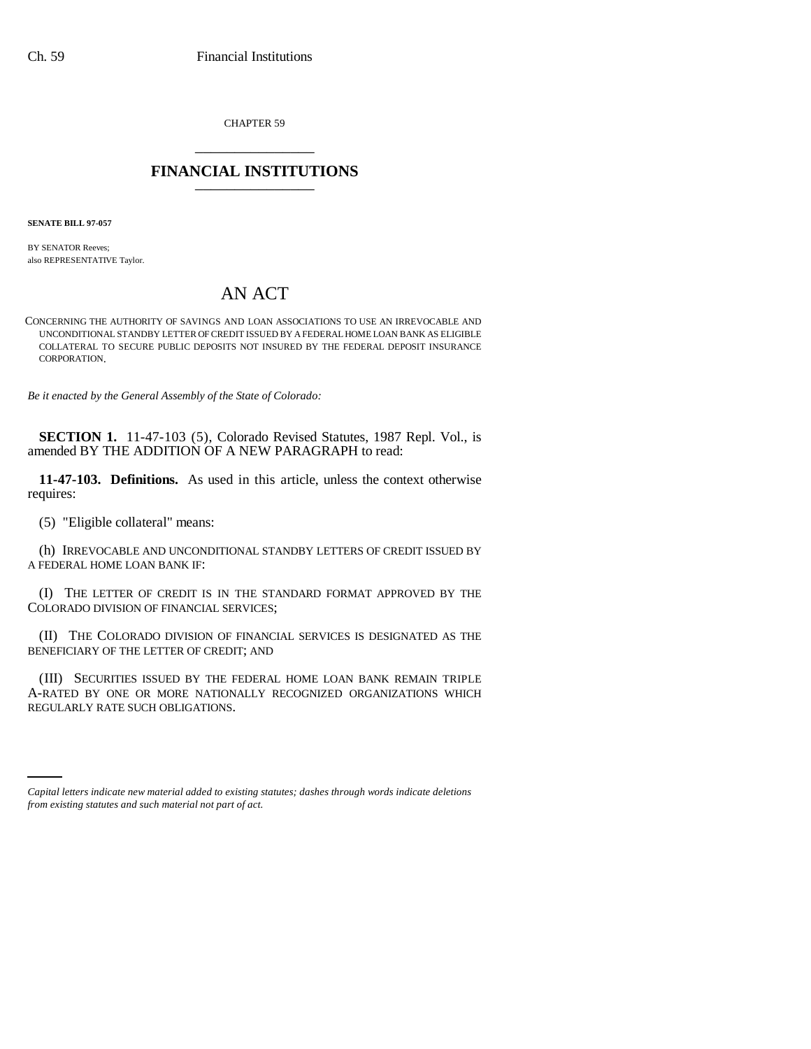CHAPTER 59

# FINANCIAL INSTITUTIONS

**SENATE BILL 97-057**

BY SENATOR Reeves;
also REPRESENTATIVE Taylor.

# AN ACT

CONCERNING THE AUTHORITY OF SAVINGS AND LOAN ASSOCIATIONS TO USE AN IRREVOCABLE AND UNCONDITIONAL STANDBY LETTER OF CREDIT ISSUED BY A FEDERAL HOME LOAN BANK AS ELIGIBLE COLLATERAL TO SECURE PUBLIC DEPOSITS NOT INSURED BY THE FEDERAL DEPOSIT INSURANCE CORPORATION.

*Be it enacted by the General Assembly of the State of Colorado:*

**SECTION 1.** 11-47-103 (5), Colorado Revised Statutes, 1987 Repl. Vol., is amended BY THE ADDITION OF A NEW PARAGRAPH to read:

**11-47-103. Definitions.** As used in this article, unless the context otherwise requires:

(5) "Eligible collateral" means:

(h) IRREVOCABLE AND UNCONDITIONAL STANDBY LETTERS OF CREDIT ISSUED BY A FEDERAL HOME LOAN BANK IF:

(I) THE LETTER OF CREDIT IS IN THE STANDARD FORMAT APPROVED BY THE COLORADO DIVISION OF FINANCIAL SERVICES;

(II) THE COLORADO DIVISION OF FINANCIAL SERVICES IS DESIGNATED AS THE BENEFICIARY OF THE LETTER OF CREDIT; AND

(III) SECURITIES ISSUED BY THE FEDERAL HOME LOAN BANK REMAIN TRIPLE A-RATED BY ONE OR MORE NATIONALLY RECOGNIZED ORGANIZATIONS WHICH REGULARLY RATE SUCH OBLIGATIONS.

*Capital letters indicate new material added to existing statutes; dashes through words indicate deletions from existing statutes and such material not part of act.*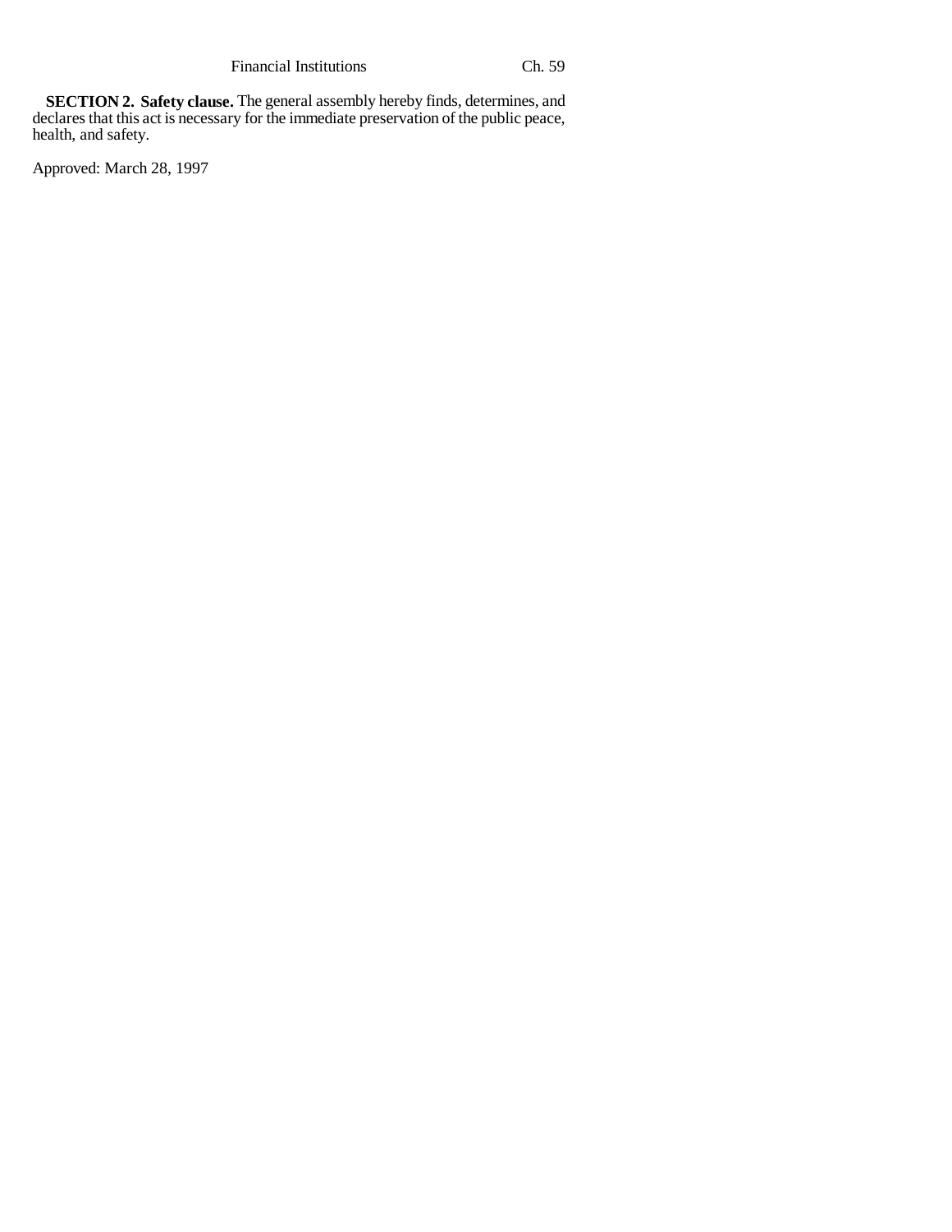**SECTION 2. Safety clause.** The general assembly hereby finds, determines, and declares that this act is necessary for the immediate preservation of the public peace, health, and safety.

Approved: March 28, 1997